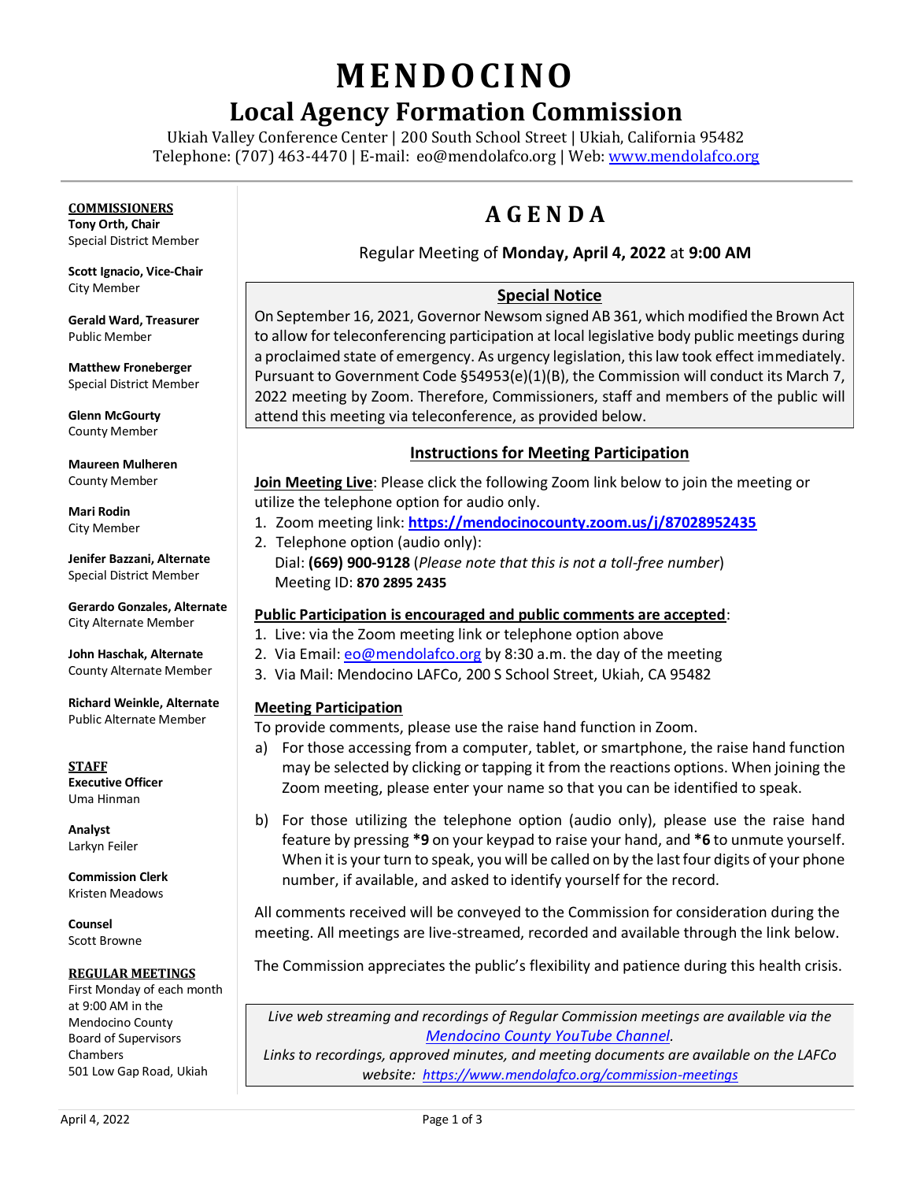# MENDOCINO

## Local Agency Formation Commission

Ukiah Valley Conference Center | 200 South School Street | Ukiah, California 95482
Telephone: (707) 463-4470 | E-mail: eo@mendolafco.org | Web: [www.mendolafco.org](http://www.mendolafco.org)

**COMMISSIONERS**

**Tony Orth, Chair**
Special District Member

**Scott Ignacio, Vice-Chair**
City Member

**Gerald Ward, Treasurer**
Public Member

**Matthew Froneberger**
Special District Member

**Glenn McGourty**
County Member

**Maureen Mulheren**
County Member

**Mari Rodin**
City Member

**Jenifer Bazzani, Alternate**
Special District Member

**Gerardo Gonzales, Alternate**
City Alternate Member

**John Haschak, Alternate**
County Alternate Member

**Richard Weinkle, Alternate**
Public Alternate Member

**STAFF**

**Executive Officer**
Uma Hinman

**Analyst**
Larkyn Feiler

**Commission Clerk**
Kristen Meadows

**Counsel**
Scott Browne

**REGULAR MEETINGS**

First Monday of each month at 9:00 AM in the Mendocino County Board of Supervisors Chambers
501 Low Gap Road, Ukiah

# AGENDA

Regular Meeting of **Monday, April 4, 2022** at **9:00 AM**

**Special Notice**

On September 16, 2021, Governor Newsom signed AB 361, which modified the Brown Act to allow for teleconferencing participation at local legislative body public meetings during a proclaimed state of emergency. As urgency legislation, this law took effect immediately. Pursuant to Government Code §54953(e)(1)(B), the Commission will conduct its March 7, 2022 meeting by Zoom. Therefore, Commissioners, staff and members of the public will attend this meeting via teleconference, as provided below.

**Instructions for Meeting Participation**

**Join Meeting Live**: Please click the following Zoom link below to join the meeting or utilize the telephone option for audio only.

1. Zoom meeting link: **[https://mendocinocounty.zoom.us/j/87028952435](https://mendocinocounty.zoom.us/j/87028952435)**
2. Telephone option (audio only):
   Dial: **(669) 900-9128** (*Please note that this is not a toll-free number*)
   Meeting ID: **870 2895 2435**

**Public Participation is encouraged and public comments are accepted**:

1. Live: via the Zoom meeting link or telephone option above
2. Via Email: eo@mendolafco.org by 8:30 a.m. the day of the meeting
3. Via Mail: Mendocino LAFCo, 200 S School Street, Ukiah, CA 95482

**Meeting Participation**

To provide comments, please use the raise hand function in Zoom.

a) For those accessing from a computer, tablet, or smartphone, the raise hand function may be selected by clicking or tapping it from the reactions options. When joining the Zoom meeting, please enter your name so that you can be identified to speak.

b) For those utilizing the telephone option (audio only), please use the raise hand feature by pressing ***9** on your keypad to raise your hand, and ***6** to unmute yourself. When it is your turn to speak, you will be called on by the last four digits of your phone number, if available, and asked to identify yourself for the record.

All comments received will be conveyed to the Commission for consideration during the meeting. All meetings are live-streamed, recorded and available through the link below.

The Commission appreciates the public's flexibility and patience during this health crisis.

*Live web streaming and recordings of Regular Commission meetings are available via the [Mendocino County YouTube Channel](#).*
*Links to recordings, approved minutes, and meeting documents are available on the LAFCo website: [https://www.mendolafco.org/commission-meetings](https://www.mendolafco.org/commission-meetings)*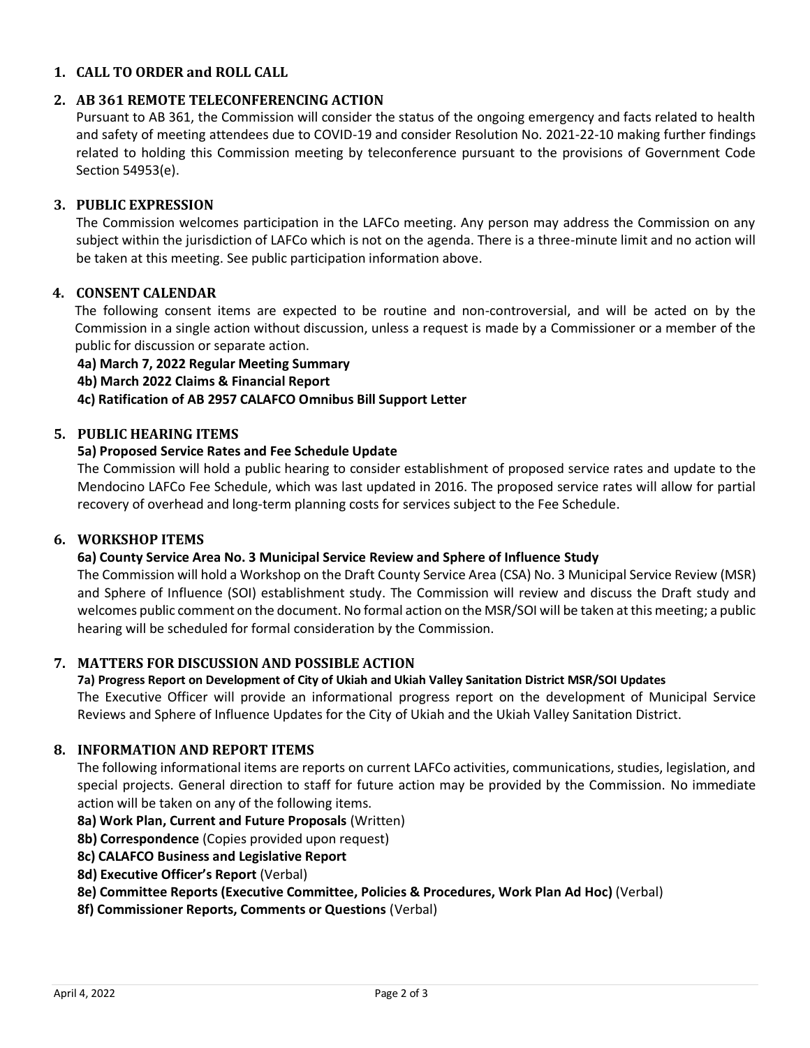## 1. CALL TO ORDER and ROLL CALL

## 2. AB 361 REMOTE TELECONFERENCING ACTION

Pursuant to AB 361, the Commission will consider the status of the ongoing emergency and facts related to health and safety of meeting attendees due to COVID-19 and consider Resolution No. 2021-22-10 making further findings related to holding this Commission meeting by teleconference pursuant to the provisions of Government Code Section 54953(e).

## 3. PUBLIC EXPRESSION

The Commission welcomes participation in the LAFCo meeting. Any person may address the Commission on any subject within the jurisdiction of LAFCo which is not on the agenda. There is a three-minute limit and no action will be taken at this meeting. See public participation information above.

## 4. CONSENT CALENDAR

The following consent items are expected to be routine and non-controversial, and will be acted on by the Commission in a single action without discussion, unless a request is made by a Commissioner or a member of the public for discussion or separate action.

**4a) March 7, 2022 Regular Meeting Summary**

**4b) March 2022 Claims & Financial Report**

**4c) Ratification of AB 2957 CALAFCO Omnibus Bill Support Letter**

## 5. PUBLIC HEARING ITEMS

**5a) Proposed Service Rates and Fee Schedule Update**

The Commission will hold a public hearing to consider establishment of proposed service rates and update to the Mendocino LAFCo Fee Schedule, which was last updated in 2016. The proposed service rates will allow for partial recovery of overhead and long-term planning costs for services subject to the Fee Schedule.

## 6. WORKSHOP ITEMS

**6a) County Service Area No. 3 Municipal Service Review and Sphere of Influence Study**

The Commission will hold a Workshop on the Draft County Service Area (CSA) No. 3 Municipal Service Review (MSR) and Sphere of Influence (SOI) establishment study. The Commission will review and discuss the Draft study and welcomes public comment on the document. No formal action on the MSR/SOI will be taken at this meeting; a public hearing will be scheduled for formal consideration by the Commission.

## 7. MATTERS FOR DISCUSSION AND POSSIBLE ACTION

**7a) Progress Report on Development of City of Ukiah and Ukiah Valley Sanitation District MSR/SOI Updates**

The Executive Officer will provide an informational progress report on the development of Municipal Service Reviews and Sphere of Influence Updates for the City of Ukiah and the Ukiah Valley Sanitation District.

## 8. INFORMATION AND REPORT ITEMS

The following informational items are reports on current LAFCo activities, communications, studies, legislation, and special projects. General direction to staff for future action may be provided by the Commission. No immediate action will be taken on any of the following items.

**8a) Work Plan, Current and Future Proposals** (Written)

**8b) Correspondence** (Copies provided upon request)

**8c) CALAFCO Business and Legislative Report**

**8d) Executive Officer's Report** (Verbal)

**8e) Committee Reports (Executive Committee, Policies & Procedures, Work Plan Ad Hoc)** (Verbal)

**8f) Commissioner Reports, Comments or Questions** (Verbal)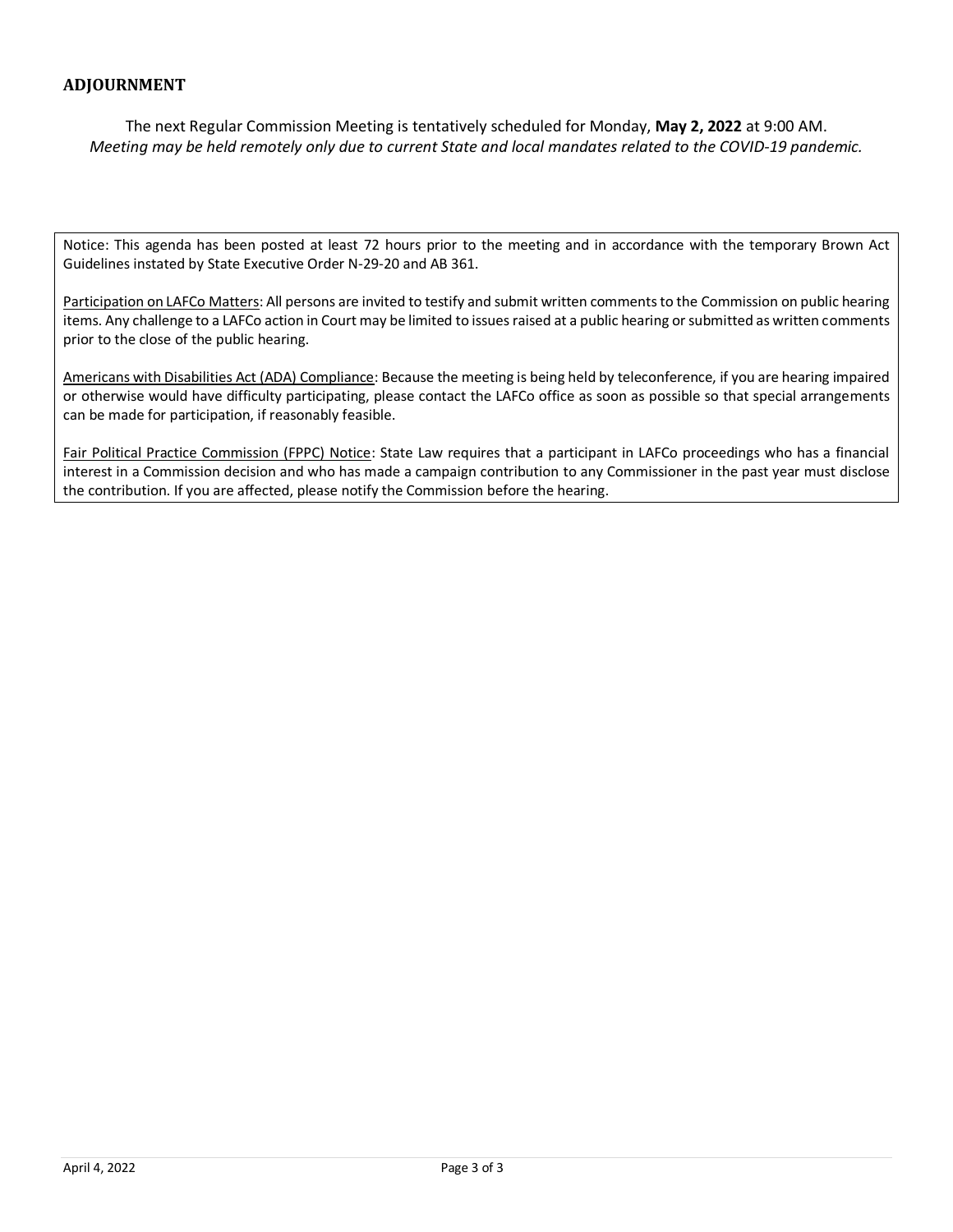## ADJOURNMENT

The next Regular Commission Meeting is tentatively scheduled for Monday, **May 2, 2022** at 9:00 AM.
*Meeting may be held remotely only due to current State and local mandates related to the COVID-19 pandemic.*

Notice: This agenda has been posted at least 72 hours prior to the meeting and in accordance with the temporary Brown Act Guidelines instated by State Executive Order N-29-20 and AB 361.

Participation on LAFCo Matters: All persons are invited to testify and submit written comments to the Commission on public hearing items. Any challenge to a LAFCo action in Court may be limited to issues raised at a public hearing or submitted as written comments prior to the close of the public hearing.

Americans with Disabilities Act (ADA) Compliance: Because the meeting is being held by teleconference, if you are hearing impaired or otherwise would have difficulty participating, please contact the LAFCo office as soon as possible so that special arrangements can be made for participation, if reasonably feasible.

Fair Political Practice Commission (FPPC) Notice: State Law requires that a participant in LAFCo proceedings who has a financial interest in a Commission decision and who has made a campaign contribution to any Commissioner in the past year must disclose the contribution. If you are affected, please notify the Commission before the hearing.